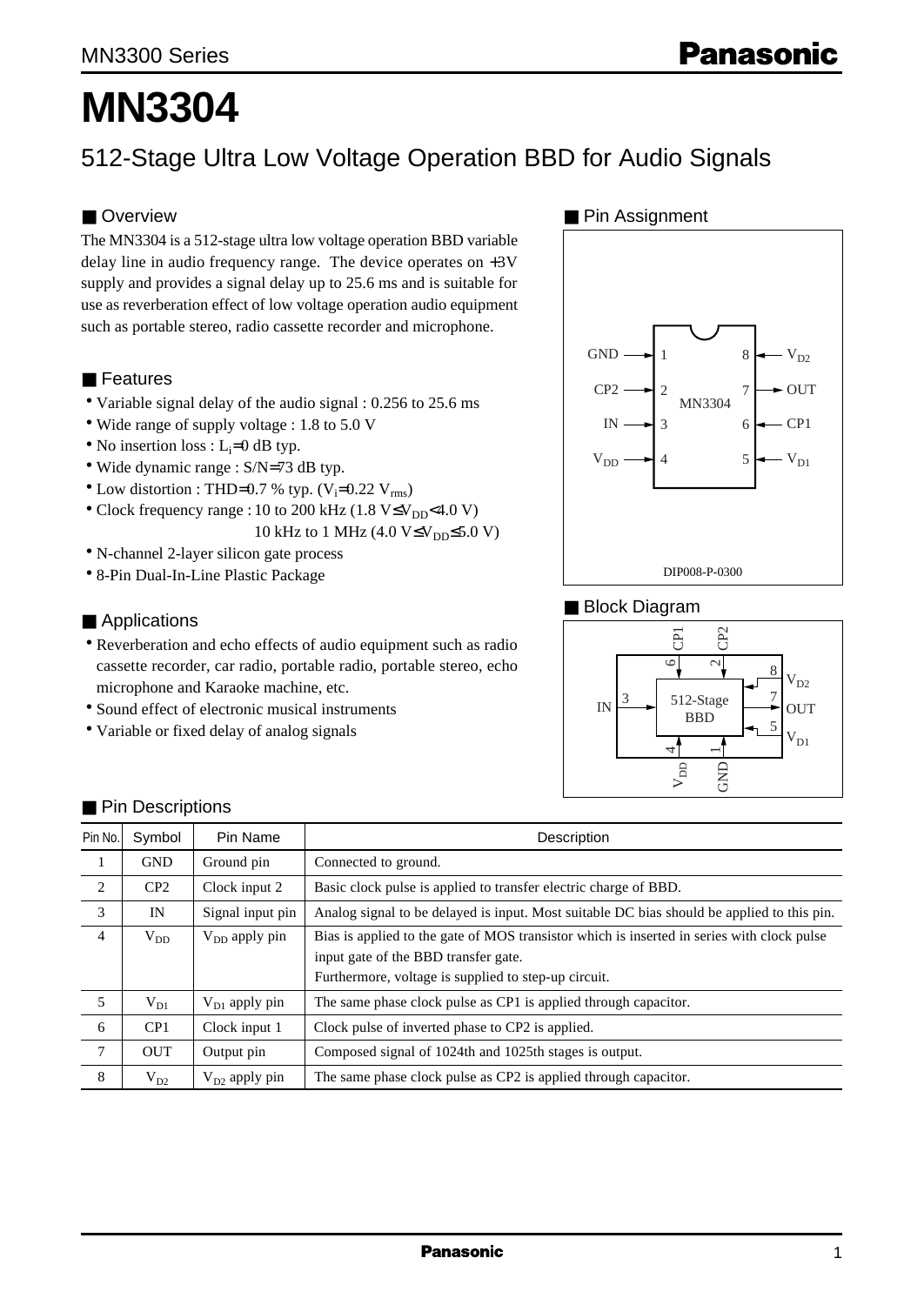MN3300 Series

# MN3304

## 512-Stage Ultra Low Voltage Operation BBD for Audio Signals

### ■ Overview

The MN3304 is a 512-stage ultra low voltage operation BBD variable delay line in audio frequency range. The device operates on +3V supply and provides a signal delay up to 25.6 ms and is suitable for use as reverberation effect of low voltage operation audio equipment such as portable stereo, radio cassette recorder and microphone.

### ■ Features

- Variable signal delay of the audio signal : 0.256 to 25.6 ms
- Wide range of supply voltage : 1.8 to 5.0 V
- No insertion loss : $L_i$=0 dB typ.
- Wide dynamic range : S/N=73 dB typ.
- Low distortion : THD=0.7 % typ. ($V_i$=0.22 $V_{rms}$)
- Clock frequency range : 10 to 200 kHz (1.8 V≤$V_{DD}$<4.0 V)
  10 kHz to 1 MHz (4.0 V≤$V_{DD}$≤5.0 V)
- N-channel 2-layer silicon gate process
- 8-Pin Dual-In-Line Plastic Package

### ■ Applications

- Reverberation and echo effects of audio equipment such as radio cassette recorder, car radio, portable radio, portable stereo, echo microphone and Karaoke machine, etc.
- Sound effect of electronic musical instruments
- Variable or fixed delay of analog signals

### ■ Pin Assignment

GND → 1 | 8 ← $V_{D2}$
CP2 → 2 | 7 → OUT
IN → 3 | 6 ← CP1
$V_{DD}$ → 4 | 5 ← $V_{D1}$

MN3304

DIP008-P-0300

### ■ Block Diagram

512-Stage BBD: IN (3), CP1 (6), CP2 (2), $V_{D2}$ (8), OUT (7), $V_{D1}$ (5), $V_{DD}$ (4), GND (1)

### ■ Pin Descriptions

| Pin No. | Symbol | Pin Name | Description |
|---|---|---|---|
| 1 | GND | Ground pin | Connected to ground. |
| 2 | CP2 | Clock input 2 | Basic clock pulse is applied to transfer electric charge of BBD. |
| 3 | IN | Signal input pin | Analog signal to be delayed is input. Most suitable DC bias should be applied to this pin. |
| 4 | $V_{DD}$ | $V_{DD}$ apply pin | Bias is applied to the gate of MOS transistor which is inserted in series with clock pulse input gate of the BBD transfer gate. Furthermore, voltage is supplied to step-up circuit. |
| 5 | $V_{D1}$ | $V_{D1}$ apply pin | The same phase clock pulse as CP1 is applied through capacitor. |
| 6 | CP1 | Clock input 1 | Clock pulse of inverted phase to CP2 is applied. |
| 7 | OUT | Output pin | Composed signal of 1024th and 1025th stages is output. |
| 8 | $V_{D2}$ | $V_{D2}$ apply pin | The same phase clock pulse as CP2 is applied through capacitor. |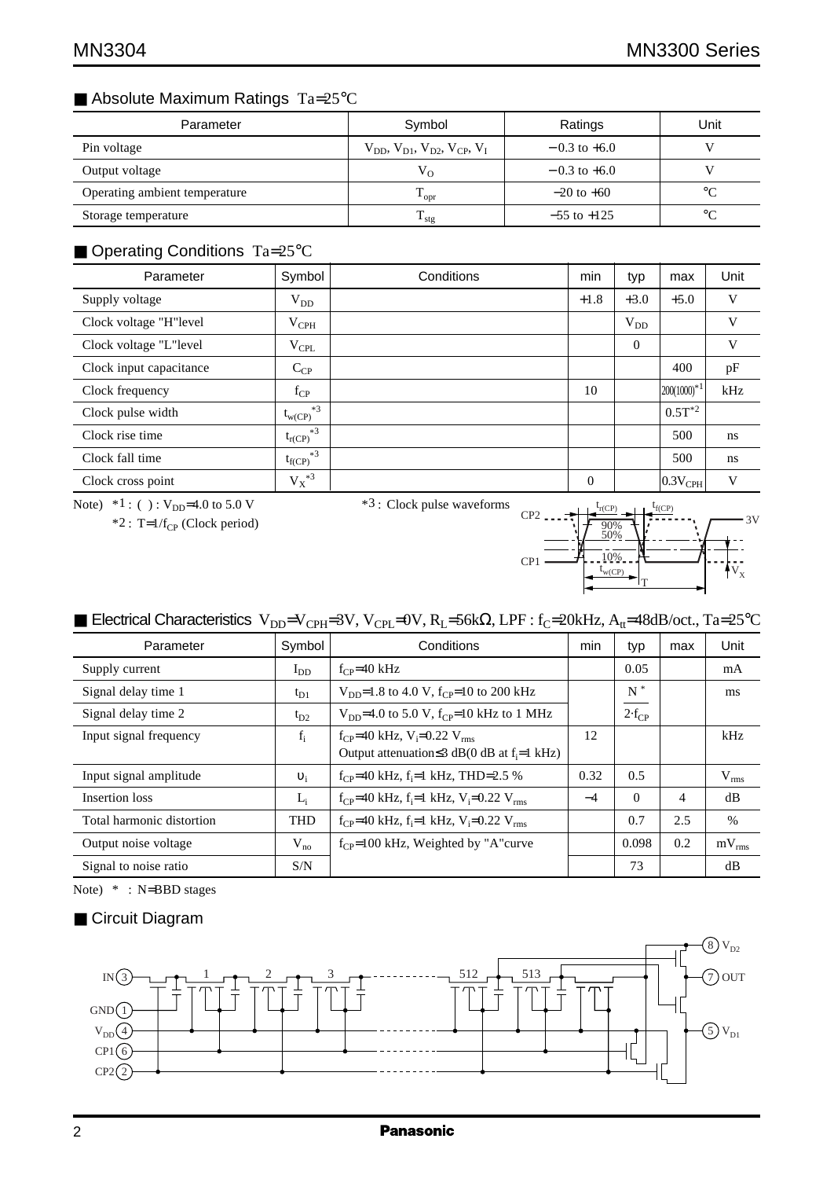## ■ Absolute Maximum Ratings $T_a$=25°C

| Parameter | Symbol | Ratings | Unit |
|---|---|---|---|
| Pin voltage | $V_{DD}$, $V_{D1}$, $V_{D2}$, $V_{CP}$, $V_I$ | −0.3 to +6.0 | V |
| Output voltage | $V_O$ | −0.3 to +6.0 | V |
| Operating ambient temperature | $T_{opr}$ | −20 to +60 | °C |
| Storage temperature | $T_{stg}$ | −55 to +125 | °C |

## ■ Operating Conditions $T_a$=25°C

| Parameter | Symbol | Conditions | min | typ | max | Unit |
|---|---|---|---|---|---|---|
| Supply voltage | $V_{DD}$ | | +1.8 | +3.0 | +5.0 | V |
| Clock voltage "H"level | $V_{CPH}$ | | | $V_{DD}$ | | V |
| Clock voltage "L"level | $V_{CPL}$ | | | 0 | | V |
| Clock input capacitance | $C_{CP}$ | | | | 400 | pF |
| Clock frequency | $f_{CP}$ | | 10 | | 200(1000)*1 | kHz |
| Clock pulse width | $t_{w(CP)}$*3 | | | | 0.5T*2 | |
| Clock rise time | $t_{r(CP)}$*3 | | | | 500 | ns |
| Clock fall time | $t_{f(CP)}$*3 | | | | 500 | ns |
| Clock cross point | $V_X$*3 | | 0 | | $0.3V_{CPH}$ | V |

Note) *1 : ( ) : $V_{DD}$=4.0 to 5.0 V
*2 : T=1/$f_{CP}$ (Clock period)
*3 : Clock pulse waveforms

## ■ Electrical Characteristics $V_{DD}$=$V_{CPH}$=3V, $V_{CPL}$=0V, $R_L$=56kΩ, LPF : $f_C$=20kHz, $A_{tt}$=48dB/oct., $T_a$=25°C

| Parameter | Symbol | Conditions | min | typ | max | Unit |
|---|---|---|---|---|---|---|
| Supply current | $I_{DD}$ | $f_{CP}$=40 kHz | | 0.05 | | mA |
| Signal delay time 1 | $t_{D1}$ | $V_{DD}$=1.8 to 4.0 V, $f_{CP}$=10 to 200 kHz | | $\frac{N^*}{2 \cdot f_{CP}}$ | | ms |
| Signal delay time 2 | $t_{D2}$ | $V_{DD}$=4.0 to 5.0 V, $f_{CP}$=10 kHz to 1 MHz | | | | |
| Input signal frequency | $f_i$ | $f_{CP}$=40 kHz, $V_i$=0.22 $V_{rms}$ Output attenuation≤3 dB(0 dB at $f_i$=1 kHz) | 12 | | | kHz |
| Input signal amplitude | $\upsilon_i$ | $f_{CP}$=40 kHz, $f_i$=1 kHz, THD=2.5 % | 0.32 | 0.5 | | $V_{rms}$ |
| Insertion loss | $L_i$ | $f_{CP}$=40 kHz, $f_i$=1 kHz, $V_i$=0.22 $V_{rms}$ | −4 | 0 | 4 | dB |
| Total harmonic distortion | THD | $f_{CP}$=40 kHz, $f_i$=1 kHz, $V_i$=0.22 $V_{rms}$ | | 0.7 | 2.5 | % |
| Output noise voltage | $V_{no}$ | $f_{CP}$=100 kHz, Weighted by "A"curve | | 0.098 | 0.2 | $mV_{rms}$ |
| Signal to noise ratio | S/N | | | 73 | | dB |

Note) * : N=BBD stages

## ■ Circuit Diagram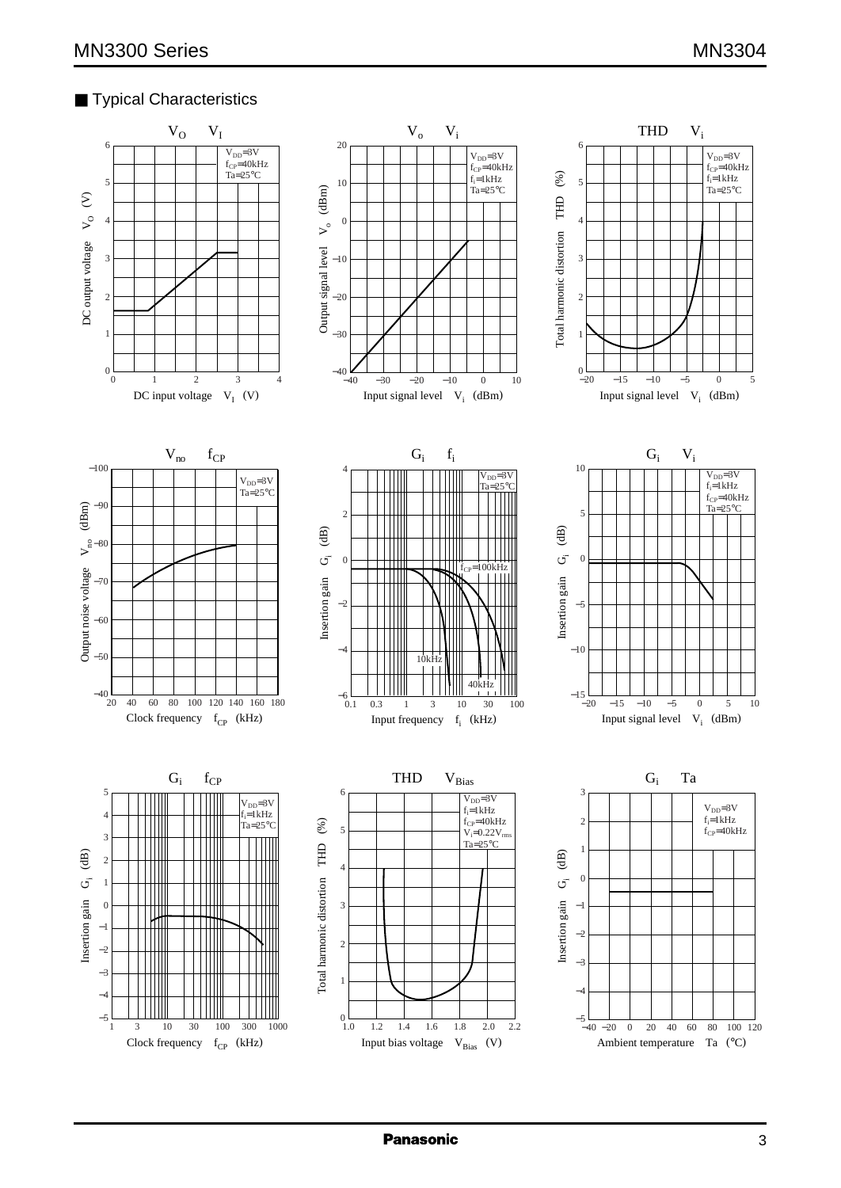## ■ Typical Characteristics

$V_O$ — $V_I$

$V_{DD}$=3V
$f_{CP}$=40kHz
Ta=25°C

DC output voltage $V_O$ (V)

DC input voltage $V_I$ (V)

$V_o$ — $V_i$

$V_{DD}$=3V
$f_{CP}$=40kHz
$f_i$=1kHz
Ta=25°C

Output signal level $V_o$ (dBm)

Input signal level $V_i$ (dBm)

THD — $V_i$

$V_{DD}$=3V
$f_{CP}$=40kHz
$f_i$=1kHz
Ta=25°C

Total harmonic distortion THD (%)

Input signal level $V_i$ (dBm)

$V_{no}$ — $f_{CP}$

$V_{DD}$=3V
Ta=25°C

Output noise voltage $V_{no}$ (dBm)

Clock frequency $f_{CP}$ (kHz)

$G_i$ — $f_i$

$V_{DD}$=3V
Ta=25°C

$f_{CP}$=100kHz
10kHz
40kHz

Insertion gain $G_i$ (dB)

Input frequency $f_i$ (kHz)

$G_i$ — $V_i$

$V_{DD}$=3V
$f_i$=1kHz
$f_{CP}$=40kHz
Ta=25°C

Insertion gain $G_i$ (dB)

Input signal level $V_i$ (dBm)

$G_i$ — $f_{CP}$

$V_{DD}$=3V
$f_i$=1kHz
Ta=25°C

Insertion gain $G_i$ (dB)

Clock frequency $f_{CP}$ (kHz)

THD — $V_{Bias}$

$V_{DD}$=3V
$f_i$=1kHz
$f_{CP}$=40kHz
$V_i$=0.22$V_{rms}$
Ta=25°C

Total harmonic distortion THD (%)

Input bias voltage $V_{Bias}$ (V)

$G_i$ — Ta

$V_{DD}$=3V
$f_i$=1kHz
$f_{CP}$=40kHz

Insertion gain $G_i$ (dB)

Ambient temperature Ta (°C)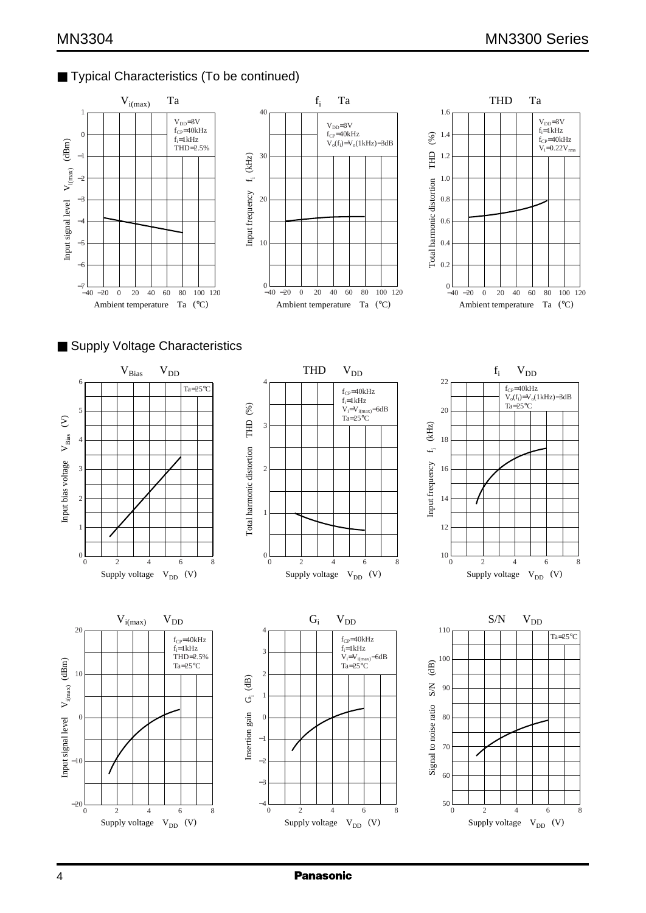## ■ Typical Characteristics (To be continued)

$V_{i(max)}$ — Ta

$V_{DD}$=3V
$f_{CP}$=40kHz
$f_i$=1kHz
THD=2.5%

Input signal level $V_{i(max)}$ (dBm)

Ambient temperature Ta (°C)

$f_i$ — Ta

$V_{DD}$=3V
$f_{CP}$=40kHz
$V_o(f_i)$=$V_o$(1kHz)−3dB

Input frequency $f_i$ (kHz)

Ambient temperature Ta (°C)

THD — Ta

$V_{DD}$=3V
$f_i$=1kHz
$f_{CP}$=40kHz
$V_i$=0.22$V_{rms}$

Total harmonic distortion THD (%)

Ambient temperature Ta (°C)

## ■ Supply Voltage Characteristics

$V_{Bias}$ — $V_{DD}$

Ta=25°C

Input bias voltage $V_{Bias}$ (V)

Supply voltage $V_{DD}$ (V)

THD — $V_{DD}$

$f_{CP}$=40kHz
$f_i$=1kHz
$V_i$=$V_{i(max)}$−6dB
Ta=25°C

Total harmonic distortion THD (%)

Supply voltage $V_{DD}$ (V)

$f_i$ — $V_{DD}$

$f_{CP}$=40kHz
$V_o(f_i)$=$V_o$(1kHz)−3dB
Ta=25°C

Input frequency $f_i$ (kHz)

Supply voltage $V_{DD}$ (V)

$V_{i(max)}$ — $V_{DD}$

$f_{CP}$=40kHz
$f_i$=1kHz
THD=2.5%
Ta=25°C

Input signal level $V_{i(max)}$ (dBm)

Supply voltage $V_{DD}$ (V)

$G_i$ — $V_{DD}$

$f_{CP}$=40kHz
$f_i$=1kHz
$V_i$=$V_{i(max)}$−6dB
Ta=25°C

Insertion gain $G_i$ (dB)

Supply voltage $V_{DD}$ (V)

S/N — $V_{DD}$

Ta=25°C

Signal to noise ratio S/N (dB)

Supply voltage $V_{DD}$ (V)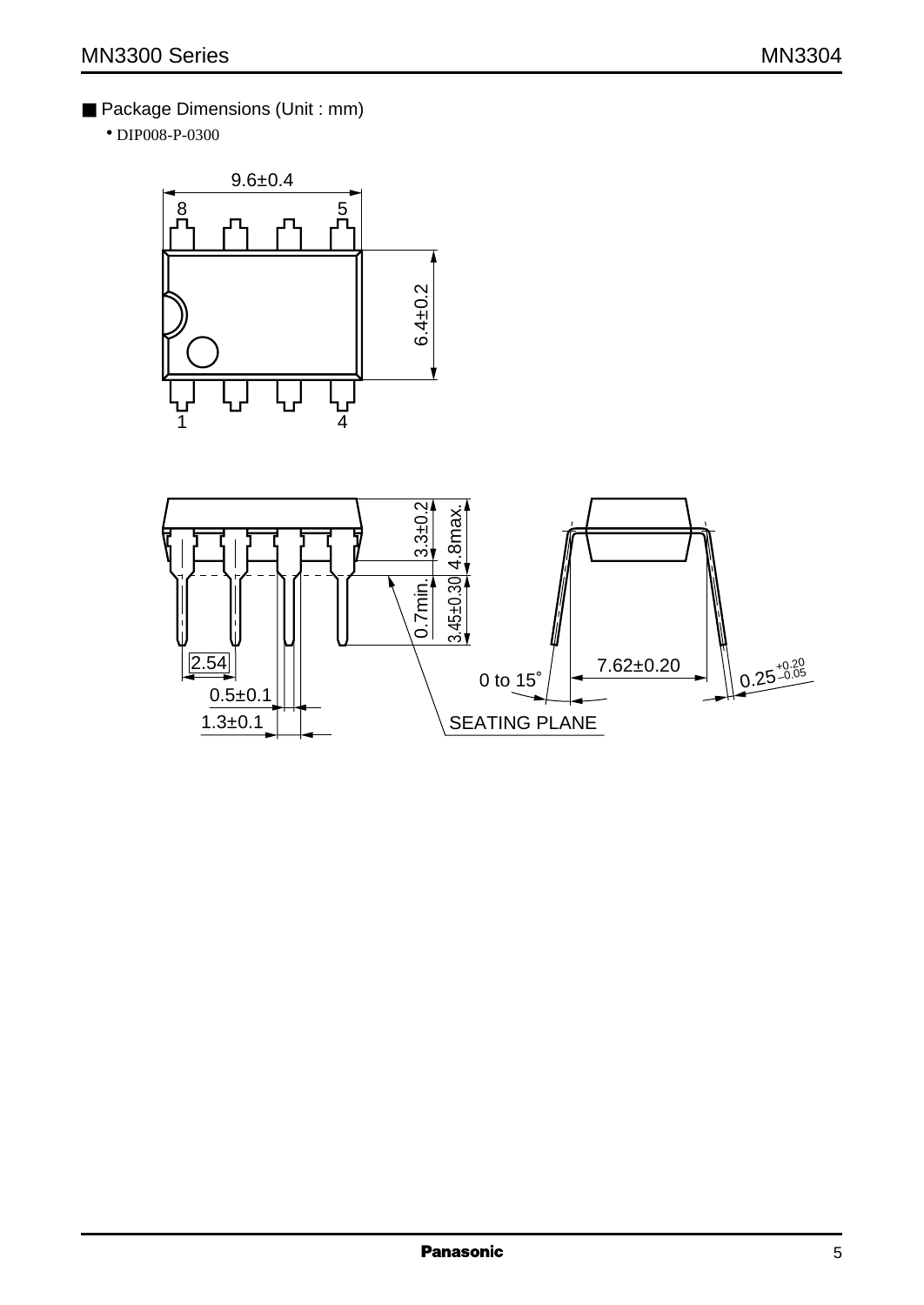■ Package Dimensions (Unit : mm)

- DIP008-P-0300

9.6±0.4

8

5

6.4±0.2

1

4

3.3±0.2

4.8max.

0.7min.

3.45±0.30

2.54

0.5±0.1

1.3±0.1

SEATING PLANE

0 to 15°

7.62±0.20

$0.25^{+0.20}_{-0.05}$